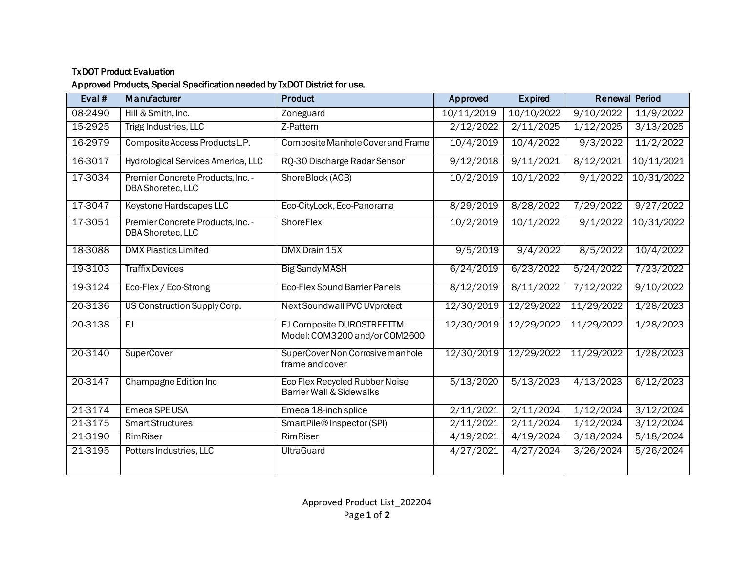TxDOT Product Evaluation

Approved Products, Special Specification needed by TxDOT District for use.

| Eval # | Manufacturer | Product | Approved | Expired | Renewal Period | |
|---|---|---|---|---|---|---|
| 08-2490 | Hill & Smith, Inc. | Zoneguard | 10/11/2019 | 10/10/2022 | 9/10/2022 | 11/9/2022 |
| 15-2925 | Trigg Industries, LLC | Z-Pattern | 2/12/2022 | 2/11/2025 | 1/12/2025 | 3/13/2025 |
| 16-2979 | Composite Access Products L.P. | Composite Manhole Cover and Frame | 10/4/2019 | 10/4/2022 | 9/3/2022 | 11/2/2022 |
| 16-3017 | Hydrological Services America, LLC | RQ-30 Discharge Radar Sensor | 9/12/2018 | 9/11/2021 | 8/12/2021 | 10/11/2021 |
| 17-3034 | Premier Concrete Products, Inc. - DBA Shoretec, LLC | ShoreBlock (ACB) | 10/2/2019 | 10/1/2022 | 9/1/2022 | 10/31/2022 |
| 17-3047 | Keystone Hardscapes LLC | Eco-CityLock, Eco-Panorama | 8/29/2019 | 8/28/2022 | 7/29/2022 | 9/27/2022 |
| 17-3051 | Premier Concrete Products, Inc. - DBA Shoretec, LLC | ShoreFlex | 10/2/2019 | 10/1/2022 | 9/1/2022 | 10/31/2022 |
| 18-3088 | DMX Plastics Limited | DMX Drain 15X | 9/5/2019 | 9/4/2022 | 8/5/2022 | 10/4/2022 |
| 19-3103 | Traffix Devices | Big Sandy MASH | 6/24/2019 | 6/23/2022 | 5/24/2022 | 7/23/2022 |
| 19-3124 | Eco-Flex / Eco-Strong | Eco-Flex Sound Barrier Panels | 8/12/2019 | 8/11/2022 | 7/12/2022 | 9/10/2022 |
| 20-3136 | US Construction Supply Corp. | Next Soundwall PVC UVprotect | 12/30/2019 | 12/29/2022 | 11/29/2022 | 1/28/2023 |
| 20-3138 | EJ | EJ Composite DUROSTREETTM Model: COM3200 and/or COM2600 | 12/30/2019 | 12/29/2022 | 11/29/2022 | 1/28/2023 |
| 20-3140 | SuperCover | SuperCover Non Corrosive manhole frame and cover | 12/30/2019 | 12/29/2022 | 11/29/2022 | 1/28/2023 |
| 20-3147 | Champagne Edition Inc | Eco Flex Recycled Rubber Noise Barrier Wall & Sidewalks | 5/13/2020 | 5/13/2023 | 4/13/2023 | 6/12/2023 |
| 21-3174 | Emeca SPE USA | Emeca 18-inch splice | 2/11/2021 | 2/11/2024 | 1/12/2024 | 3/12/2024 |
| 21-3175 | Smart Structures | SmartPile® Inspector (SPI) | 2/11/2021 | 2/11/2024 | 1/12/2024 | 3/12/2024 |
| 21-3190 | RimRiser | RimRiser | 4/19/2021 | 4/19/2024 | 3/18/2024 | 5/18/2024 |
| 21-3195 | Potters Industries, LLC | UltraGuard | 4/27/2021 | 4/27/2024 | 3/26/2024 | 5/26/2024 |

Approved Product List_202204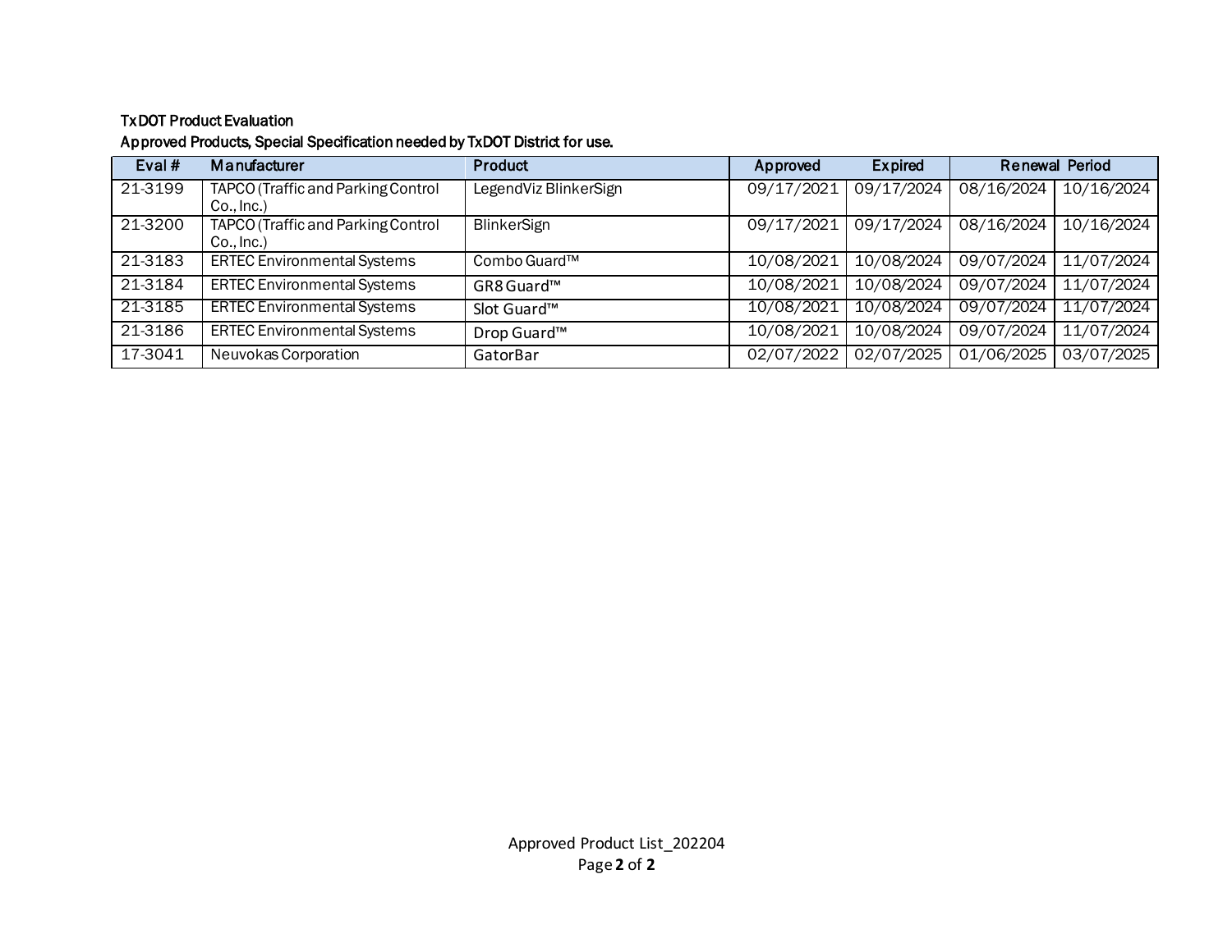TxDOT Product Evaluation

Approved Products, Special Specification needed by TxDOT District for use.

| Eval # | Manufacturer | Product | Approved | Expired | Renewal Period | |
|---|---|---|---|---|---|---|
| 21-3199 | TAPCO (Traffic and Parking Control Co., Inc.) | LegendViz BlinkerSign | 09/17/2021 | 09/17/2024 | 08/16/2024 | 10/16/2024 |
| 21-3200 | TAPCO (Traffic and Parking Control Co., Inc.) | BlinkerSign | 09/17/2021 | 09/17/2024 | 08/16/2024 | 10/16/2024 |
| 21-3183 | ERTEC Environmental Systems | Combo Guard™ | 10/08/2021 | 10/08/2024 | 09/07/2024 | 11/07/2024 |
| 21-3184 | ERTEC Environmental Systems | GR8 Guard™ | 10/08/2021 | 10/08/2024 | 09/07/2024 | 11/07/2024 |
| 21-3185 | ERTEC Environmental Systems | Slot Guard™ | 10/08/2021 | 10/08/2024 | 09/07/2024 | 11/07/2024 |
| 21-3186 | ERTEC Environmental Systems | Drop Guard™ | 10/08/2021 | 10/08/2024 | 09/07/2024 | 11/07/2024 |
| 17-3041 | Neuvokas Corporation | GatorBar | 02/07/2022 | 02/07/2025 | 01/06/2025 | 03/07/2025 |

Approved Product List_202204